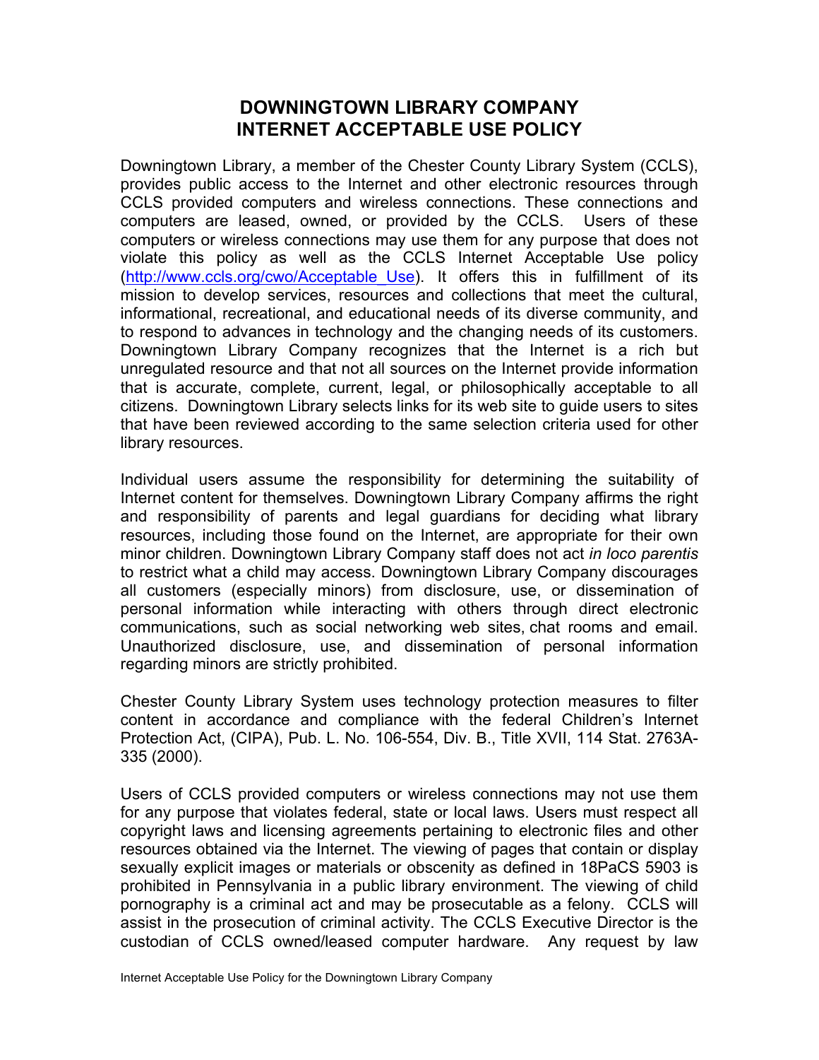# DOWNINGTOWN LIBRARY COMPANY
# INTERNET ACCEPTABLE USE POLICY

Downingtown Library, a member of the Chester County Library System (CCLS), provides public access to the Internet and other electronic resources through CCLS provided computers and wireless connections. These connections and computers are leased, owned, or provided by the CCLS. Users of these computers or wireless connections may use them for any purpose that does not violate this policy as well as the CCLS Internet Acceptable Use policy ([http://www.ccls.org/cwo/Acceptable_Use](http://www.ccls.org/cwo/Acceptable_Use)). It offers this in fulfillment of its mission to develop services, resources and collections that meet the cultural, informational, recreational, and educational needs of its diverse community, and to respond to advances in technology and the changing needs of its customers. Downingtown Library Company recognizes that the Internet is a rich but unregulated resource and that not all sources on the Internet provide information that is accurate, complete, current, legal, or philosophically acceptable to all citizens. Downingtown Library selects links for its web site to guide users to sites that have been reviewed according to the same selection criteria used for other library resources.

Individual users assume the responsibility for determining the suitability of Internet content for themselves. Downingtown Library Company affirms the right and responsibility of parents and legal guardians for deciding what library resources, including those found on the Internet, are appropriate for their own minor children. Downingtown Library Company staff does not act *in loco parentis* to restrict what a child may access. Downingtown Library Company discourages all customers (especially minors) from disclosure, use, or dissemination of personal information while interacting with others through direct electronic communications, such as social networking web sites, chat rooms and email. Unauthorized disclosure, use, and dissemination of personal information regarding minors are strictly prohibited.

Chester County Library System uses technology protection measures to filter content in accordance and compliance with the federal Children's Internet Protection Act, (CIPA), Pub. L. No. 106-554, Div. B., Title XVII, 114 Stat. 2763A-335 (2000).

Users of CCLS provided computers or wireless connections may not use them for any purpose that violates federal, state or local laws. Users must respect all copyright laws and licensing agreements pertaining to electronic files and other resources obtained via the Internet. The viewing of pages that contain or display sexually explicit images or materials or obscenity as defined in 18PaCS 5903 is prohibited in Pennsylvania in a public library environment. The viewing of child pornography is a criminal act and may be prosecutable as a felony. CCLS will assist in the prosecution of criminal activity. The CCLS Executive Director is the custodian of CCLS owned/leased computer hardware. Any request by law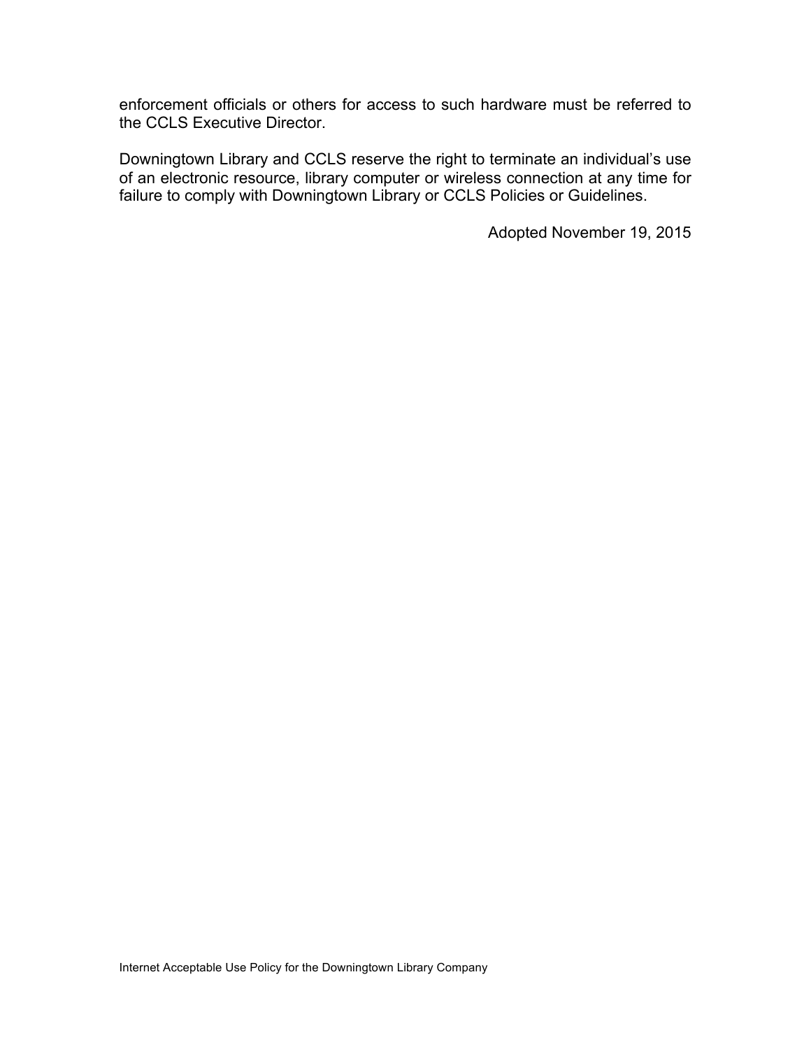enforcement officials or others for access to such hardware must be referred to the CCLS Executive Director.

Downingtown Library and CCLS reserve the right to terminate an individual's use of an electronic resource, library computer or wireless connection at any time for failure to comply with Downingtown Library or CCLS Policies or Guidelines.

Adopted November 19, 2015